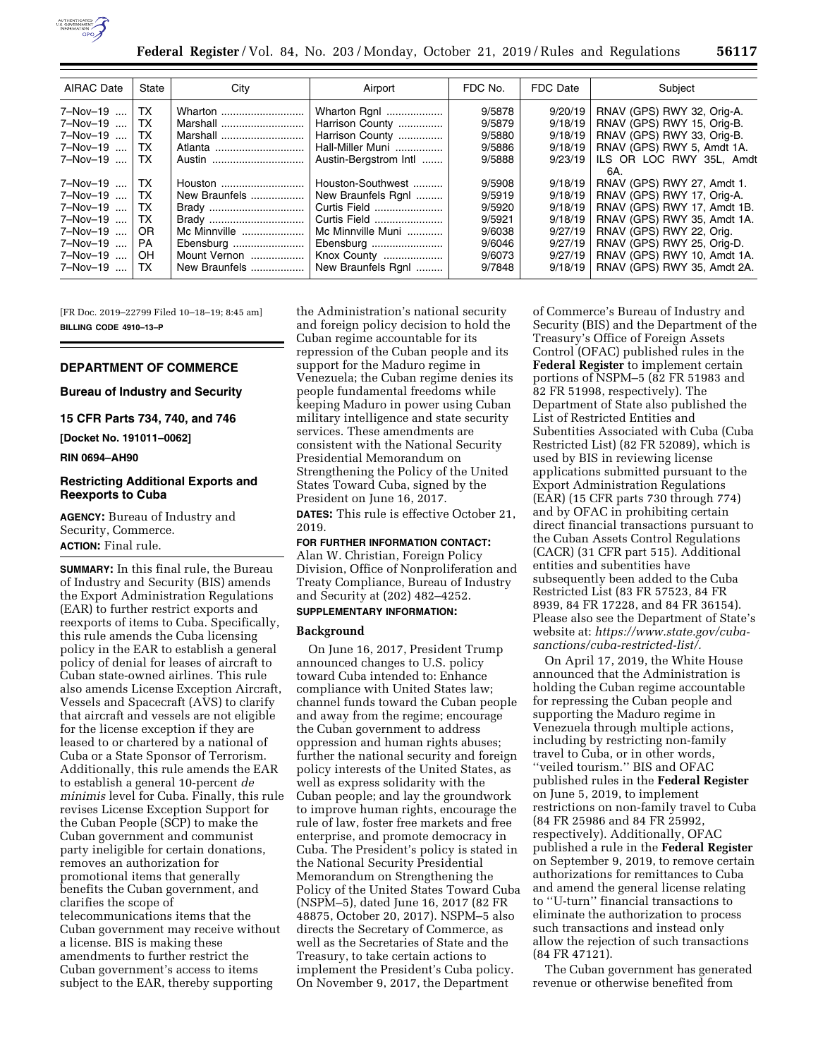| AIRAC Date | State | City | Airport | FDC No. | FDC Date | Subject |
|---|---|---|---|---|---|---|
| 7–Nov–19 | TX | Wharton | Wharton Rgnl | 9/5878 | 9/20/19 | RNAV (GPS) RWY 32, Orig-A. |
| 7–Nov–19 | TX | Marshall | Harrison County | 9/5879 | 9/18/19 | RNAV (GPS) RWY 15, Orig-B. |
| 7–Nov–19 | TX | Marshall | Harrison County | 9/5880 | 9/18/19 | RNAV (GPS) RWY 33, Orig-B. |
| 7–Nov–19 | TX | Atlanta | Hall-Miller Muni | 9/5886 | 9/18/19 | RNAV (GPS) RWY 5, Amdt 1A. |
| 7–Nov–19 | TX | Austin | Austin-Bergstrom Intl | 9/5888 | 9/23/19 | ILS OR LOC RWY 35L, Amdt 6A. |
| 7–Nov–19 | TX | Houston | Houston-Southwest | 9/5908 | 9/18/19 | RNAV (GPS) RWY 27, Amdt 1. |
| 7–Nov–19 | TX | New Braunfels | New Braunfels Rgnl | 9/5919 | 9/18/19 | RNAV (GPS) RWY 17, Orig-A. |
| 7–Nov–19 | TX | Brady | Curtis Field | 9/5920 | 9/18/19 | RNAV (GPS) RWY 17, Amdt 1B. |
| 7–Nov–19 | TX | Brady | Curtis Field | 9/5921 | 9/18/19 | RNAV (GPS) RWY 35, Amdt 1A. |
| 7–Nov–19 | OR | Mc Minnville | Mc Minnville Muni | 9/6038 | 9/27/19 | RNAV (GPS) RWY 22, Orig. |
| 7–Nov–19 | PA | Ebensburg | Ebensburg | 9/6046 | 9/27/19 | RNAV (GPS) RWY 25, Orig-D. |
| 7–Nov–19 | OH | Mount Vernon | Knox County | 9/6073 | 9/27/19 | RNAV (GPS) RWY 10, Amdt 1A. |
| 7–Nov–19 | TX | New Braunfels | New Braunfels Rgnl | 9/7848 | 9/18/19 | RNAV (GPS) RWY 35, Amdt 2A. |

[FR Doc. 2019–22799 Filed 10–18–19; 8:45 am]

**BILLING CODE 4910–13–P**

## DEPARTMENT OF COMMERCE

### Bureau of Industry and Security

### 15 CFR Parts 734, 740, and 746

**[Docket No. 191011–0062]**

**RIN 0694–AH90**

## Restricting Additional Exports and Reexports to Cuba

**AGENCY:** Bureau of Industry and Security, Commerce.

**ACTION:** Final rule.

**SUMMARY:** In this final rule, the Bureau of Industry and Security (BIS) amends the Export Administration Regulations (EAR) to further restrict exports and reexports of items to Cuba. Specifically, this rule amends the Cuba licensing policy in the EAR to establish a general policy of denial for leases of aircraft to Cuban state-owned airlines. This rule also amends License Exception Aircraft, Vessels and Spacecraft (AVS) to clarify that aircraft and vessels are not eligible for the license exception if they are leased to or chartered by a national of Cuba or a State Sponsor of Terrorism. Additionally, this rule amends the EAR to establish a general 10-percent *de minimis* level for Cuba. Finally, this rule revises License Exception Support for the Cuban People (SCP) to make the Cuban government and communist party ineligible for certain donations, removes an authorization for promotional items that generally benefits the Cuban government, and clarifies the scope of telecommunications items that the Cuban government may receive without a license. BIS is making these amendments to further restrict the Cuban government's access to items subject to the EAR, thereby supporting the Administration's national security and foreign policy decision to hold the Cuban regime accountable for its repression of the Cuban people and its support for the Maduro regime in Venezuela; the Cuban regime denies its people fundamental freedoms while keeping Maduro in power using Cuban military intelligence and state security services. These amendments are consistent with the National Security Presidential Memorandum on Strengthening the Policy of the United States Toward Cuba, signed by the President on June 16, 2017.

**DATES:** This rule is effective October 21, 2019.

**FOR FURTHER INFORMATION CONTACT:** Alan W. Christian, Foreign Policy Division, Office of Nonproliferation and Treaty Compliance, Bureau of Industry and Security at (202) 482–4252.

**SUPPLEMENTARY INFORMATION:**

### Background

On June 16, 2017, President Trump announced changes to U.S. policy toward Cuba intended to: Enhance compliance with United States law; channel funds toward the Cuban people and away from the regime; encourage the Cuban government to address oppression and human rights abuses; further the national security and foreign policy interests of the United States, as well as express solidarity with the Cuban people; and lay the groundwork to improve human rights, encourage the rule of law, foster free markets and free enterprise, and promote democracy in Cuba. The President's policy is stated in the National Security Presidential Memorandum on Strengthening the Policy of the United States Toward Cuba (NSPM–5), dated June 16, 2017 (82 FR 48875, October 20, 2017). NSPM–5 also directs the Secretary of Commerce, as well as the Secretaries of State and the Treasury, to take certain actions to implement the President's Cuba policy. On November 9, 2017, the Department of Commerce's Bureau of Industry and Security (BIS) and the Department of the Treasury's Office of Foreign Assets Control (OFAC) published rules in the **Federal Register** to implement certain portions of NSPM–5 (82 FR 51983 and 82 FR 51998, respectively). The Department of State also published the List of Restricted Entities and Subentities Associated with Cuba (Cuba Restricted List) (82 FR 52089), which is used by BIS in reviewing license applications submitted pursuant to the Export Administration Regulations (EAR) (15 CFR parts 730 through 774) and by OFAC in prohibiting certain direct financial transactions pursuant to the Cuban Assets Control Regulations (CACR) (31 CFR part 515). Additional entities and subentities have subsequently been added to the Cuba Restricted List (83 FR 57523, 84 FR 8939, 84 FR 17228, and 84 FR 36154). Please also see the Department of State's website at: *https://www.state.gov/cuba-sanctions/cuba-restricted-list/.*

On April 17, 2019, the White House announced that the Administration is holding the Cuban regime accountable for repressing the Cuban people and supporting the Maduro regime in Venezuela through multiple actions, including by restricting non-family travel to Cuba, or in other words, ''veiled tourism.'' BIS and OFAC published rules in the **Federal Register** on June 5, 2019, to implement restrictions on non-family travel to Cuba (84 FR 25986 and 84 FR 25992, respectively). Additionally, OFAC published a rule in the **Federal Register** on September 9, 2019, to remove certain authorizations for remittances to Cuba and amend the general license relating to ''U-turn'' financial transactions to eliminate the authorization to process such transactions and instead only allow the rejection of such transactions (84 FR 47121).

The Cuban government has generated revenue or otherwise benefited from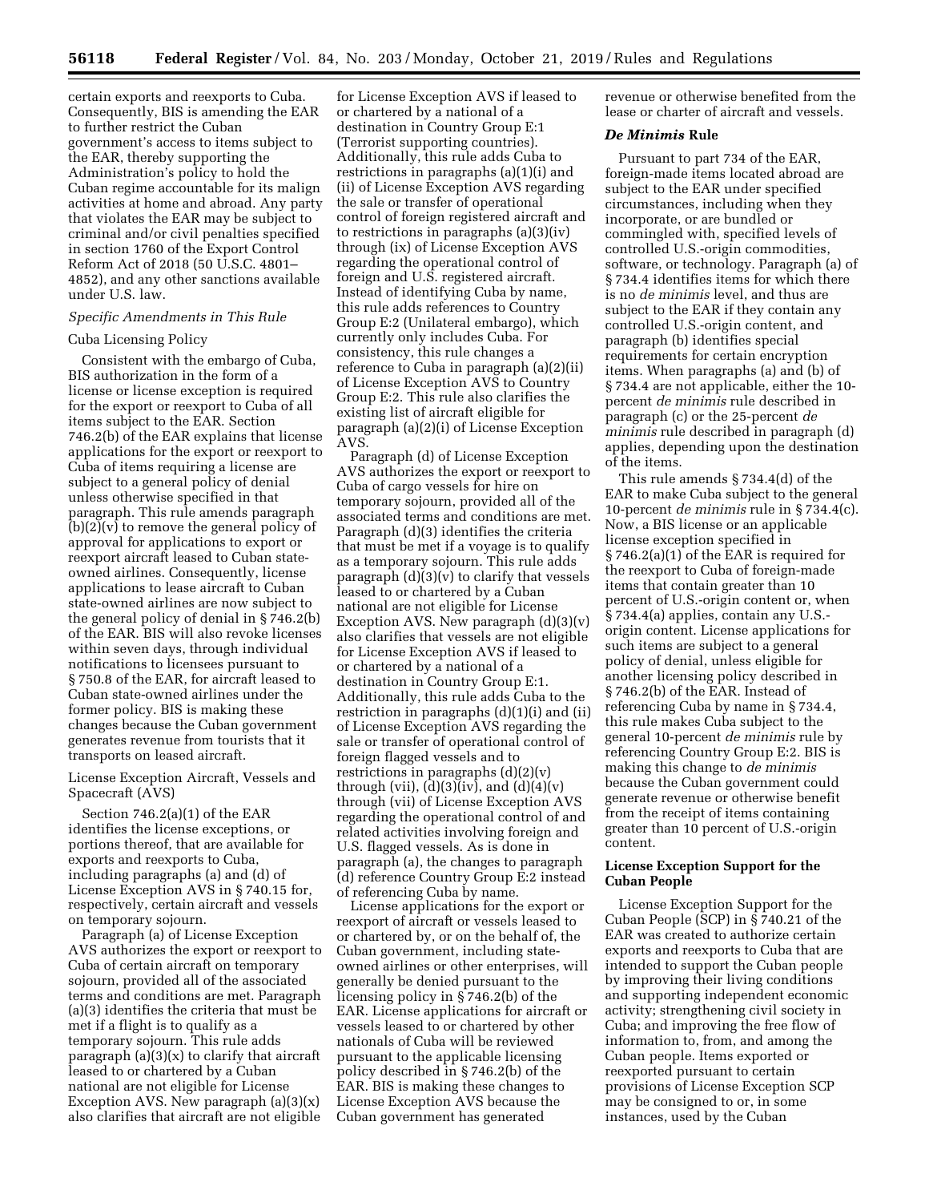certain exports and reexports to Cuba. Consequently, BIS is amending the EAR to further restrict the Cuban government's access to items subject to the EAR, thereby supporting the Administration's policy to hold the Cuban regime accountable for its malign activities at home and abroad. Any party that violates the EAR may be subject to criminal and/or civil penalties specified in section 1760 of the Export Control Reform Act of 2018 (50 U.S.C. 4801–4852), and any other sanctions available under U.S. law.

*Specific Amendments in This Rule*

Cuba Licensing Policy

Consistent with the embargo of Cuba, BIS authorization in the form of a license or license exception is required for the export or reexport to Cuba of all items subject to the EAR. Section 746.2(b) of the EAR explains that license applications for the export or reexport to Cuba of items requiring a license are subject to a general policy of denial unless otherwise specified in that paragraph. This rule amends paragraph (b)(2)(v) to remove the general policy of approval for applications to export or reexport aircraft leased to Cuban state-owned airlines. Consequently, license applications to lease aircraft to Cuban state-owned airlines are now subject to the general policy of denial in § 746.2(b) of the EAR. BIS will also revoke licenses within seven days, through individual notifications to licensees pursuant to § 750.8 of the EAR, for aircraft leased to Cuban state-owned airlines under the former policy. BIS is making these changes because the Cuban government generates revenue from tourists that it transports on leased aircraft.

License Exception Aircraft, Vessels and Spacecraft (AVS)

Section 746.2(a)(1) of the EAR identifies the license exceptions, or portions thereof, that are available for exports and reexports to Cuba, including paragraphs (a) and (d) of License Exception AVS in § 740.15 for, respectively, certain aircraft and vessels on temporary sojourn.

Paragraph (a) of License Exception AVS authorizes the export or reexport to Cuba of certain aircraft on temporary sojourn, provided all of the associated terms and conditions are met. Paragraph (a)(3) identifies the criteria that must be met if a flight is to qualify as a temporary sojourn. This rule adds paragraph (a)(3)(x) to clarify that aircraft leased to or chartered by a Cuban national are not eligible for License Exception AVS. New paragraph (a)(3)(x) also clarifies that aircraft are not eligible for License Exception AVS if leased to or chartered by a national of a destination in Country Group E:1 (Terrorist supporting countries). Additionally, this rule adds Cuba to restrictions in paragraphs (a)(1)(i) and (ii) of License Exception AVS regarding the sale or transfer of operational control of foreign registered aircraft and to restrictions in paragraphs (a)(3)(iv) through (ix) of License Exception AVS regarding the operational control of foreign and U.S. registered aircraft. Instead of identifying Cuba by name, this rule adds references to Country Group E:2 (Unilateral embargo), which currently only includes Cuba. For consistency, this rule changes a reference to Cuba in paragraph (a)(2)(ii) of License Exception AVS to Country Group E:2. This rule also clarifies the existing list of aircraft eligible for paragraph (a)(2)(i) of License Exception AVS.

Paragraph (d) of License Exception AVS authorizes the export or reexport to Cuba of cargo vessels for hire on temporary sojourn, provided all of the associated terms and conditions are met. Paragraph (d)(3) identifies the criteria that must be met if a voyage is to qualify as a temporary sojourn. This rule adds paragraph (d)(3)(v) to clarify that vessels leased to or chartered by a Cuban national are not eligible for License Exception AVS. New paragraph (d)(3)(v) also clarifies that vessels are not eligible for License Exception AVS if leased to or chartered by a national of a destination in Country Group E:1. Additionally, this rule adds Cuba to the restriction in paragraphs (d)(1)(i) and (ii) of License Exception AVS regarding the sale or transfer of operational control of foreign flagged vessels and to restrictions in paragraphs (d)(2)(v) through (vii), (d)(3)(iv), and (d)(4)(v) through (vii) of License Exception AVS regarding the operational control of and related activities involving foreign and U.S. flagged vessels. As is done in paragraph (a), the changes to paragraph (d) reference Country Group E:2 instead of referencing Cuba by name.

License applications for the export or reexport of aircraft or vessels leased to or chartered by, or on the behalf of, the Cuban government, including state-owned airlines or other enterprises, will generally be denied pursuant to the licensing policy in § 746.2(b) of the EAR. License applications for aircraft or vessels leased to or chartered by other nationals of Cuba will be reviewed pursuant to the applicable licensing policy described in § 746.2(b) of the EAR. BIS is making these changes to License Exception AVS because the Cuban government has generated revenue or otherwise benefited from the lease or charter of aircraft and vessels.

### *De Minimis* Rule

Pursuant to part 734 of the EAR, foreign-made items located abroad are subject to the EAR under specified circumstances, including when they incorporate, or are bundled or commingled with, specified levels of controlled U.S.-origin commodities, software, or technology. Paragraph (a) of § 734.4 identifies items for which there is no *de minimis* level, and thus are subject to the EAR if they contain any controlled U.S.-origin content, and paragraph (b) identifies special requirements for certain encryption items. When paragraphs (a) and (b) of § 734.4 are not applicable, either the 10-percent *de minimis* rule described in paragraph (c) or the 25-percent *de minimis* rule described in paragraph (d) applies, depending upon the destination of the items.

This rule amends § 734.4(d) of the EAR to make Cuba subject to the general 10-percent *de minimis* rule in § 734.4(c). Now, a BIS license or an applicable license exception specified in § 746.2(a)(1) of the EAR is required for the reexport to Cuba of foreign-made items that contain greater than 10 percent of U.S.-origin content or, when § 734.4(a) applies, contain any U.S.-origin content. License applications for such items are subject to a general policy of denial, unless eligible for another licensing policy described in § 746.2(b) of the EAR. Instead of referencing Cuba by name in § 734.4, this rule makes Cuba subject to the general 10-percent *de minimis* rule by referencing Country Group E:2. BIS is making this change to *de minimis* because the Cuban government could generate revenue or otherwise benefit from the receipt of items containing greater than 10 percent of U.S.-origin content.

### License Exception Support for the Cuban People

License Exception Support for the Cuban People (SCP) in § 740.21 of the EAR was created to authorize certain exports and reexports to Cuba that are intended to support the Cuban people by improving their living conditions and supporting independent economic activity; strengthening civil society in Cuba; and improving the free flow of information to, from, and among the Cuban people. Items exported or reexported pursuant to certain provisions of License Exception SCP may be consigned to or, in some instances, used by the Cuban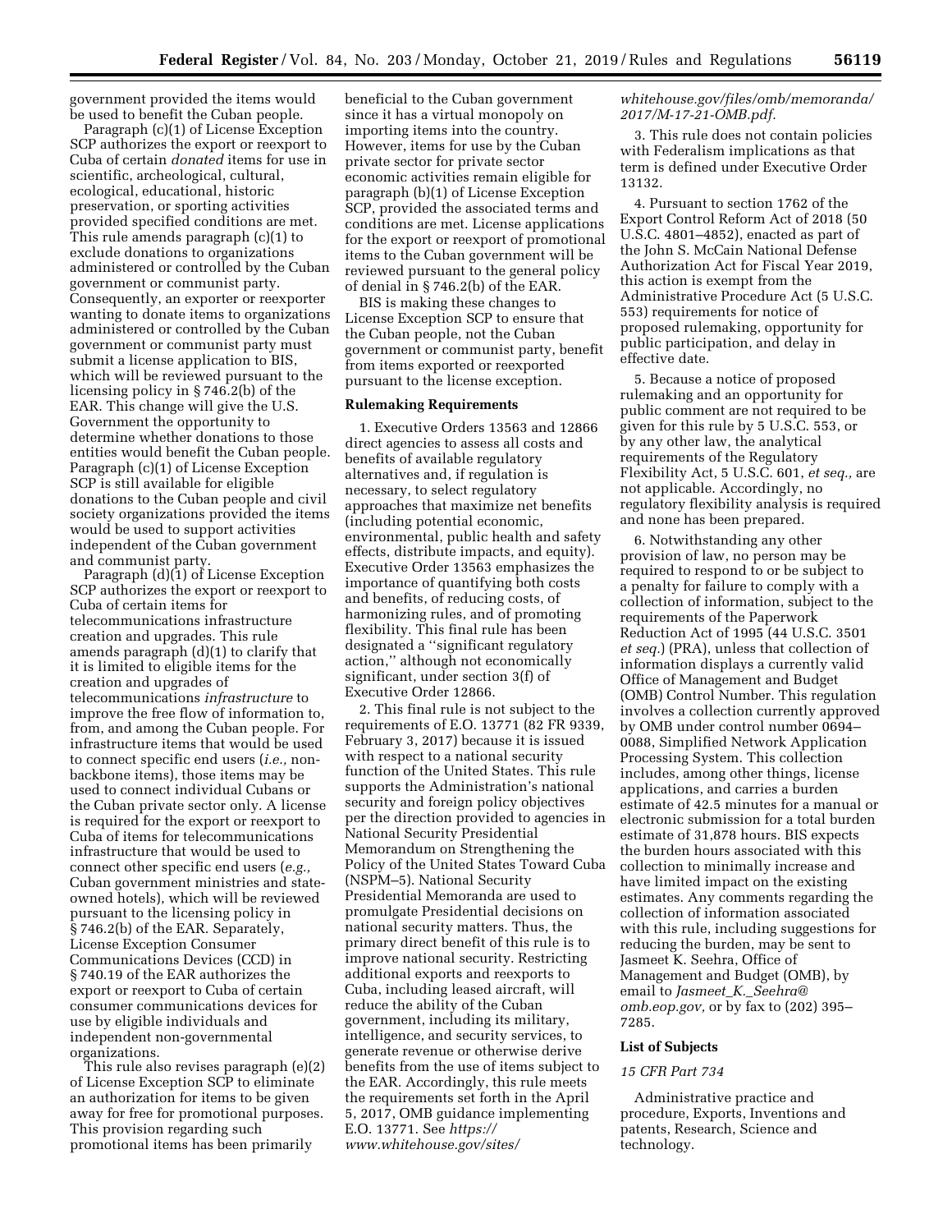government provided the items would be used to benefit the Cuban people.

Paragraph (c)(1) of License Exception SCP authorizes the export or reexport to Cuba of certain *donated* items for use in scientific, archeological, cultural, ecological, educational, historic preservation, or sporting activities provided specified conditions are met. This rule amends paragraph (c)(1) to exclude donations to organizations administered or controlled by the Cuban government or communist party. Consequently, an exporter or reexporter wanting to donate items to organizations administered or controlled by the Cuban government or communist party must submit a license application to BIS, which will be reviewed pursuant to the licensing policy in § 746.2(b) of the EAR. This change will give the U.S. Government the opportunity to determine whether donations to those entities would benefit the Cuban people. Paragraph (c)(1) of License Exception SCP is still available for eligible donations to the Cuban people and civil society organizations provided the items would be used to support activities independent of the Cuban government and communist party.

Paragraph (d)(1) of License Exception SCP authorizes the export or reexport to Cuba of certain items for telecommunications infrastructure creation and upgrades. This rule amends paragraph (d)(1) to clarify that it is limited to eligible items for the creation and upgrades of telecommunications *infrastructure* to improve the free flow of information to, from, and among the Cuban people. For infrastructure items that would be used to connect specific end users (*i.e.,* non-backbone items), those items may be used to connect individual Cubans or the Cuban private sector only. A license is required for the export or reexport to Cuba of items for telecommunications infrastructure that would be used to connect other specific end users (*e.g.,* Cuban government ministries and state-owned hotels), which will be reviewed pursuant to the licensing policy in § 746.2(b) of the EAR. Separately, License Exception Consumer Communications Devices (CCD) in § 740.19 of the EAR authorizes the export or reexport to Cuba of certain consumer communications devices for use by eligible individuals and independent non-governmental organizations.

This rule also revises paragraph (e)(2) of License Exception SCP to eliminate an authorization for items to be given away for free for promotional purposes. This provision regarding such promotional items has been primarily beneficial to the Cuban government since it has a virtual monopoly on importing items into the country. However, items for use by the Cuban private sector for private sector economic activities remain eligible for paragraph (b)(1) of License Exception SCP, provided the associated terms and conditions are met. License applications for the export or reexport of promotional items to the Cuban government will be reviewed pursuant to the general policy of denial in § 746.2(b) of the EAR.

BIS is making these changes to License Exception SCP to ensure that the Cuban people, not the Cuban government or communist party, benefit from items exported or reexported pursuant to the license exception.

**Rulemaking Requirements**

1. Executive Orders 13563 and 12866 direct agencies to assess all costs and benefits of available regulatory alternatives and, if regulation is necessary, to select regulatory approaches that maximize net benefits (including potential economic, environmental, public health and safety effects, distribute impacts, and equity). Executive Order 13563 emphasizes the importance of quantifying both costs and benefits, of reducing costs, of harmonizing rules, and of promoting flexibility. This final rule has been designated a ''significant regulatory action,'' although not economically significant, under section 3(f) of Executive Order 12866.

2. This final rule is not subject to the requirements of E.O. 13771 (82 FR 9339, February 3, 2017) because it is issued with respect to a national security function of the United States. This rule supports the Administration's national security and foreign policy objectives per the direction provided to agencies in National Security Presidential Memorandum on Strengthening the Policy of the United States Toward Cuba (NSPM–5). National Security Presidential Memoranda are used to promulgate Presidential decisions on national security matters. Thus, the primary direct benefit of this rule is to improve national security. Restricting additional exports and reexports to Cuba, including leased aircraft, will reduce the ability of the Cuban government, including its military, intelligence, and security services, to generate revenue or otherwise derive benefits from the use of items subject to the EAR. Accordingly, this rule meets the requirements set forth in the April 5, 2017, OMB guidance implementing E.O. 13771. See *https://www.whitehouse.gov/sites/whitehouse.gov/files/omb/memoranda/2017/M-17-21-OMB.pdf.*

3. This rule does not contain policies with Federalism implications as that term is defined under Executive Order 13132.

4. Pursuant to section 1762 of the Export Control Reform Act of 2018 (50 U.S.C. 4801–4852), enacted as part of the John S. McCain National Defense Authorization Act for Fiscal Year 2019, this action is exempt from the Administrative Procedure Act (5 U.S.C. 553) requirements for notice of proposed rulemaking, opportunity for public participation, and delay in effective date.

5. Because a notice of proposed rulemaking and an opportunity for public comment are not required to be given for this rule by 5 U.S.C. 553, or by any other law, the analytical requirements of the Regulatory Flexibility Act, 5 U.S.C. 601, *et seq.,* are not applicable. Accordingly, no regulatory flexibility analysis is required and none has been prepared.

6. Notwithstanding any other provision of law, no person may be required to respond to or be subject to a penalty for failure to comply with a collection of information, subject to the requirements of the Paperwork Reduction Act of 1995 (44 U.S.C. 3501 *et seq.*) (PRA), unless that collection of information displays a currently valid Office of Management and Budget (OMB) Control Number. This regulation involves a collection currently approved by OMB under control number 0694–0088, Simplified Network Application Processing System. This collection includes, among other things, license applications, and carries a burden estimate of 42.5 minutes for a manual or electronic submission for a total burden estimate of 31,878 hours. BIS expects the burden hours associated with this collection to minimally increase and have limited impact on the existing estimates. Any comments regarding the collection of information associated with this rule, including suggestions for reducing the burden, may be sent to Jasmeet K. Seehra, Office of Management and Budget (OMB), by email to *Jasmeet_K._Seehra@omb.eop.gov,* or by fax to (202) 395–7285.

**List of Subjects**

*15 CFR Part 734*

Administrative practice and procedure, Exports, Inventions and patents, Research, Science and technology.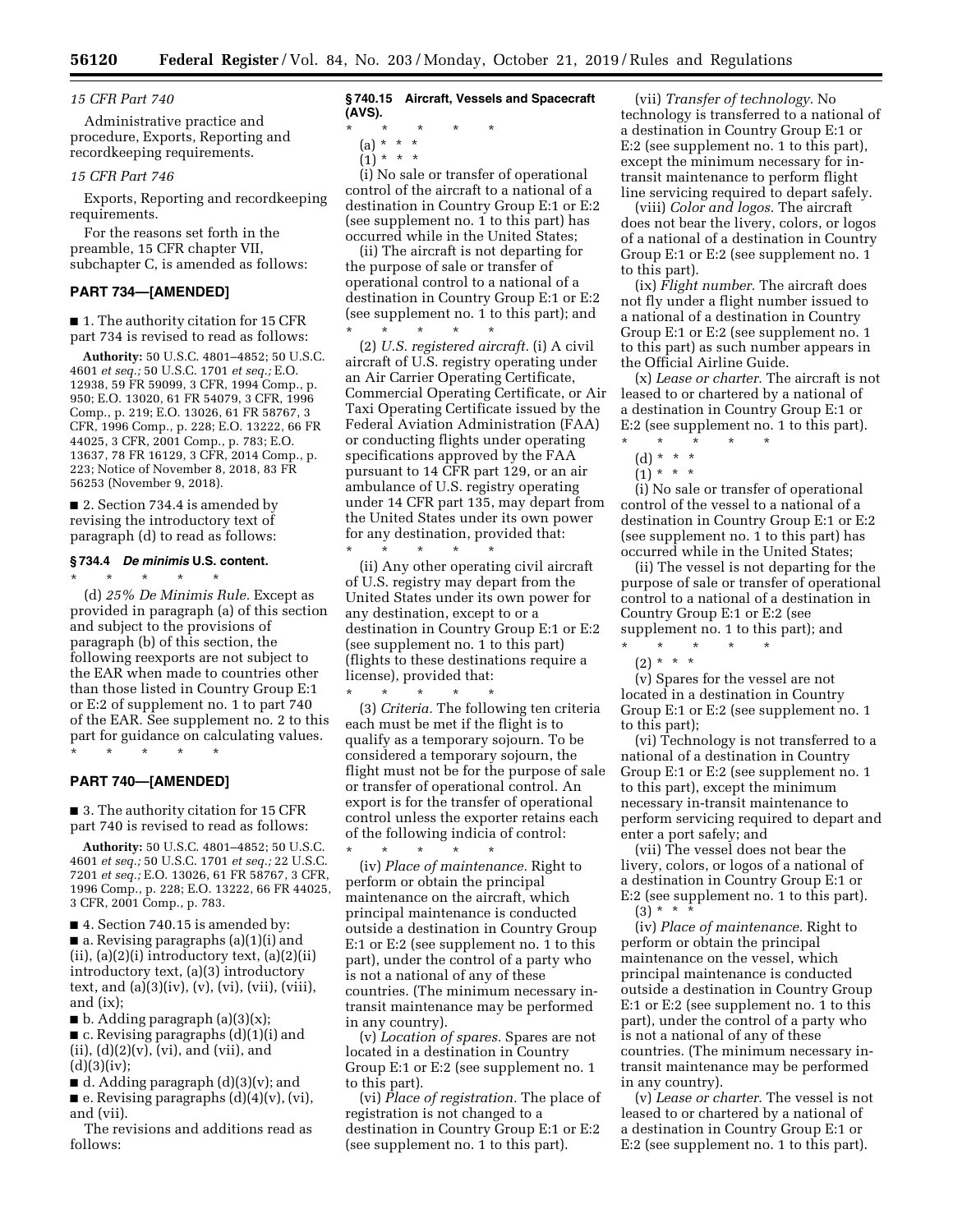*15 CFR Part 740*

Administrative practice and procedure, Exports, Reporting and recordkeeping requirements.

*15 CFR Part 746*

Exports, Reporting and recordkeeping requirements.

For the reasons set forth in the preamble, 15 CFR chapter VII, subchapter C, is amended as follows:

## PART 734—[AMENDED]

■ 1. The authority citation for 15 CFR part 734 is revised to read as follows:

**Authority:** 50 U.S.C. 4801–4852; 50 U.S.C. 4601 *et seq.;* 50 U.S.C. 1701 *et seq.;* E.O. 12938, 59 FR 59099, 3 CFR, 1994 Comp., p. 950; E.O. 13020, 61 FR 54079, 3 CFR, 1996 Comp., p. 219; E.O. 13026, 61 FR 58767, 3 CFR, 1996 Comp., p. 228; E.O. 13222, 66 FR 44025, 3 CFR, 2001 Comp., p. 783; E.O. 13637, 78 FR 16129, 3 CFR, 2014 Comp., p. 223; Notice of November 8, 2018, 83 FR 56253 (November 9, 2018).

■ 2. Section 734.4 is amended by revising the introductory text of paragraph (d) to read as follows:

### § 734.4 *De minimis* U.S. content.

\* \* \* \* \*

(d) *25% De Minimis Rule.* Except as provided in paragraph (a) of this section and subject to the provisions of paragraph (b) of this section, the following reexports are not subject to the EAR when made to countries other than those listed in Country Group E:1 or E:2 of supplement no. 1 to part 740 of the EAR. See supplement no. 2 to this part for guidance on calculating values.

\* \* \* \* \*

## PART 740—[AMENDED]

■ 3. The authority citation for 15 CFR part 740 is revised to read as follows:

**Authority:** 50 U.S.C. 4801–4852; 50 U.S.C. 4601 *et seq.;* 50 U.S.C. 1701 *et seq.;* 22 U.S.C. 7201 *et seq.;* E.O. 13026, 61 FR 58767, 3 CFR, 1996 Comp., p. 228; E.O. 13222, 66 FR 44025, 3 CFR, 2001 Comp., p. 783.

■ 4. Section 740.15 is amended by:

■ a. Revising paragraphs (a)(1)(i) and (ii), (a)(2)(i) introductory text, (a)(2)(ii) introductory text, (a)(3) introductory text, and (a)(3)(iv), (v), (vi), (vii), (viii), and (ix);

■ b. Adding paragraph (a)(3)(x);

■ c. Revising paragraphs (d)(1)(i) and (ii), (d)(2)(v), (vi), and (vii), and (d)(3)(iv);

■ d. Adding paragraph (d)(3)(v); and

■ e. Revising paragraphs (d)(4)(v), (vi), and (vii).

The revisions and additions read as follows:

### § 740.15 Aircraft, Vessels and Spacecraft (AVS).

\* \* \* \* \*

(a) \* \* \*

(1) \* \* \*

(i) No sale or transfer of operational control of the aircraft to a national of a destination in Country Group E:1 or E:2 (see supplement no. 1 to this part) has occurred while in the United States;

(ii) The aircraft is not departing for the purpose of sale or transfer of operational control to a national of a destination in Country Group E:1 or E:2 (see supplement no. 1 to this part); and

\* \* \* \* \*

(2) *U.S. registered aircraft.* (i) A civil aircraft of U.S. registry operating under an Air Carrier Operating Certificate, Commercial Operating Certificate, or Air Taxi Operating Certificate issued by the Federal Aviation Administration (FAA) or conducting flights under operating specifications approved by the FAA pursuant to 14 CFR part 129, or an air ambulance of U.S. registry operating under 14 CFR part 135, may depart from the United States under its own power for any destination, provided that:

\* \* \* \* \*

(ii) Any other operating civil aircraft of U.S. registry may depart from the United States under its own power for any destination, except to or a destination in Country Group E:1 or E:2 (see supplement no. 1 to this part) (flights to these destinations require a license), provided that:

\* \* \* \* \*

(3) *Criteria.* The following ten criteria each must be met if the flight is to qualify as a temporary sojourn. To be considered a temporary sojourn, the flight must not be for the purpose of sale or transfer of operational control. An export is for the transfer of operational control unless the exporter retains each of the following indicia of control:

\* \* \* \* \*

(iv) *Place of maintenance.* Right to perform or obtain the principal maintenance on the aircraft, which principal maintenance is conducted outside a destination in Country Group E:1 or E:2 (see supplement no. 1 to this part), under the control of a party who is not a national of any of these countries. (The minimum necessary in-transit maintenance may be performed in any country).

(v) *Location of spares.* Spares are not located in a destination in Country Group E:1 or E:2 (see supplement no. 1 to this part).

(vi) *Place of registration.* The place of registration is not changed to a destination in Country Group E:1 or E:2 (see supplement no. 1 to this part).

(vii) *Transfer of technology.* No technology is transferred to a national of a destination in Country Group E:1 or E:2 (see supplement no. 1 to this part), except the minimum necessary for in-transit maintenance to perform flight line servicing required to depart safely.

(viii) *Color and logos.* The aircraft does not bear the livery, colors, or logos of a national of a destination in Country Group E:1 or E:2 (see supplement no. 1 to this part).

(ix) *Flight number.* The aircraft does not fly under a flight number issued to a national of a destination in Country Group E:1 or E:2 (see supplement no. 1 to this part) as such number appears in the Official Airline Guide.

(x) *Lease or charter.* The aircraft is not leased to or chartered by a national of a destination in Country Group E:1 or E:2 (see supplement no. 1 to this part).

\* \* \* \* \*

(d) \* \* \*

(1) \* \* \*

(i) No sale or transfer of operational control of the vessel to a national of a destination in Country Group E:1 or E:2 (see supplement no. 1 to this part) has occurred while in the United States;

(ii) The vessel is not departing for the purpose of sale or transfer of operational control to a national of a destination in Country Group E:1 or E:2 (see supplement no. 1 to this part); and

\* \* \* \* \*

(2) \* \* \*

(v) Spares for the vessel are not located in a destination in Country Group E:1 or E:2 (see supplement no. 1 to this part);

(vi) Technology is not transferred to a national of a destination in Country Group E:1 or E:2 (see supplement no. 1 to this part), except the minimum necessary in-transit maintenance to perform servicing required to depart and enter a port safely; and

(vii) The vessel does not bear the livery, colors, or logos of a national of a destination in Country Group E:1 or E:2 (see supplement no. 1 to this part).

(3) \* \* \*

(iv) *Place of maintenance.* Right to perform or obtain the principal maintenance on the vessel, which principal maintenance is conducted outside a destination in Country Group E:1 or E:2 (see supplement no. 1 to this part), under the control of a party who is not a national of any of these countries. (The minimum necessary in-transit maintenance may be performed in any country).

(v) *Lease or charter.* The vessel is not leased to or chartered by a national of a destination in Country Group E:1 or E:2 (see supplement no. 1 to this part).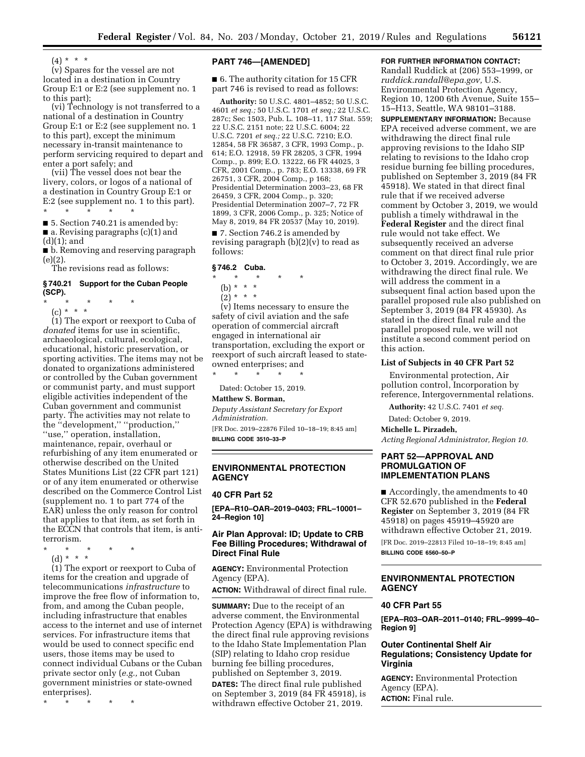(4) * * *

(v) Spares for the vessel are not located in a destination in Country Group E:1 or E:2 (see supplement no. 1 to this part);

(vi) Technology is not transferred to a national of a destination in Country Group E:1 or E:2 (see supplement no. 1 to this part), except the minimum necessary in-transit maintenance to perform servicing required to depart and enter a port safely; and

(vii) The vessel does not bear the livery, colors, or logos of a national of a destination in Country Group E:1 or E:2 (see supplement no. 1 to this part).

\* \* \* \* \*

■ 5. Section 740.21 is amended by:

■ a. Revising paragraphs (c)(1) and (d)(1); and

■ b. Removing and reserving paragraph (e)(2).

The revisions read as follows:

### § 740.21 Support for the Cuban People (SCP).

\* \* \* \* \*

(c) * * *

(1) The export or reexport to Cuba of *donated* items for use in scientific, archaeological, cultural, ecological, educational, historic preservation, or sporting activities. The items may not be donated to organizations administered or controlled by the Cuban government or communist party, and must support eligible activities independent of the Cuban government and communist party. The activities may not relate to the ''development,'' ''production,'' ''use,'' operation, installation, maintenance, repair, overhaul or refurbishing of any item enumerated or otherwise described on the United States Munitions List (22 CFR part 121) or of any item enumerated or otherwise described on the Commerce Control List (supplement no. 1 to part 774 of the EAR) unless the only reason for control that applies to that item, as set forth in the ECCN that controls that item, is anti-terrorism.

\* \* \* \* \*

(d) * * *

(1) The export or reexport to Cuba of items for the creation and upgrade of telecommunications *infrastructure* to improve the free flow of information to, from, and among the Cuban people, including infrastructure that enables access to the internet and use of internet services. For infrastructure items that would be used to connect specific end users, those items may be used to connect individual Cubans or the Cuban private sector only (*e.g.,* not Cuban government ministries or state-owned enterprises).

\* \* \* \* \*

## PART 746—[AMENDED]

■ 6. The authority citation for 15 CFR part 746 is revised to read as follows:

**Authority:** 50 U.S.C. 4801–4852; 50 U.S.C. 4601 *et seq.;* 50 U.S.C. 1701 *et seq.;* 22 U.S.C. 287c; Sec 1503, Pub. L. 108–11, 117 Stat. 559; 22 U.S.C. 2151 note; 22 U.S.C. 6004; 22 U.S.C. 7201 *et seq.;* 22 U.S.C. 7210; E.O. 12854, 58 FR 36587, 3 CFR, 1993 Comp., p. 614; E.O. 12918, 59 FR 28205, 3 CFR, 1994 Comp., p. 899; E.O. 13222, 66 FR 44025, 3 CFR, 2001 Comp., p. 783; E.O. 13338, 69 FR 26751, 3 CFR, 2004 Comp., p 168; Presidential Determination 2003–23, 68 FR 26459, 3 CFR, 2004 Comp., p. 320; Presidential Determination 2007–7, 72 FR 1899, 3 CFR, 2006 Comp., p. 325; Notice of May 8, 2019, 84 FR 20537 (May 10, 2019).

■ 7. Section 746.2 is amended by revising paragraph (b)(2)(v) to read as follows:

### § 746.2 Cuba.

\* \* \* \* \*

(b) * * *

(2) * * *

(v) Items necessary to ensure the safety of civil aviation and the safe operation of commercial aircraft engaged in international air transportation, excluding the export or reexport of such aircraft leased to state-owned enterprises; and

\* \* \* \* \*

Dated: October 15, 2019.

**Matthew S. Borman,**

*Deputy Assistant Secretary for Export Administration.*

[FR Doc. 2019–22876 Filed 10–18–19; 8:45 am]

**BILLING CODE 3510–33–P**

---

## ENVIRONMENTAL PROTECTION AGENCY

### 40 CFR Part 52

**[EPA–R10–OAR–2019–0403; FRL–10001–24–Region 10]**

### Air Plan Approval: ID; Update to CRB Fee Billing Procedures; Withdrawal of Direct Final Rule

**AGENCY:** Environmental Protection Agency (EPA).

**ACTION:** Withdrawal of direct final rule.

---

**SUMMARY:** Due to the receipt of an adverse comment, the Environmental Protection Agency (EPA) is withdrawing the direct final rule approving revisions to the Idaho State Implementation Plan (SIP) relating to Idaho crop residue burning fee billing procedures, published on September 3, 2019.

**DATES:** The direct final rule published on September 3, 2019 (84 FR 45918), is withdrawn effective October 21, 2019.

**FOR FURTHER INFORMATION CONTACT:** Randall Ruddick at (206) 553–1999, or *ruddick.randall@epa.gov,* U.S. Environmental Protection Agency, Region 10, 1200 6th Avenue, Suite 155–15–H13, Seattle, WA 98101–3188.

**SUPPLEMENTARY INFORMATION:** Because EPA received adverse comment, we are withdrawing the direct final rule approving revisions to the Idaho SIP relating to revisions to the Idaho crop residue burning fee billing procedures, published on September 3, 2019 (84 FR 45918). We stated in that direct final rule that if we received adverse comment by October 3, 2019, we would publish a timely withdrawal in the **Federal Register** and the direct final rule would not take effect. We subsequently received an adverse comment on that direct final rule prior to October 3, 2019. Accordingly, we are withdrawing the direct final rule. We will address the comment in a subsequent final action based upon the parallel proposed rule also published on September 3, 2019 (84 FR 45930). As stated in the direct final rule and the parallel proposed rule, we will not institute a second comment period on this action.

#### List of Subjects in 40 CFR Part 52

Environmental protection, Air pollution control, Incorporation by reference, Intergovernmental relations.

**Authority:** 42 U.S.C. 7401 *et seq.*

Dated: October 9, 2019.

**Michelle L. Pirzadeh,**

*Acting Regional Administrator, Region 10.*

## PART 52—APPROVAL AND PROMULGATION OF IMPLEMENTATION PLANS

■ Accordingly, the amendments to 40 CFR 52.670 published in the **Federal Register** on September 3, 2019 (84 FR 45918) on pages 45919–45920 are withdrawn effective October 21, 2019.

[FR Doc. 2019–22813 Filed 10–18–19; 8:45 am]

**BILLING CODE 6560–50–P**

---

## ENVIRONMENTAL PROTECTION AGENCY

### 40 CFR Part 55

**[EPA–R03–OAR–2011–0140; FRL–9999–40–Region 9]**

### Outer Continental Shelf Air Regulations; Consistency Update for Virginia

**AGENCY:** Environmental Protection Agency (EPA).

**ACTION:** Final rule.